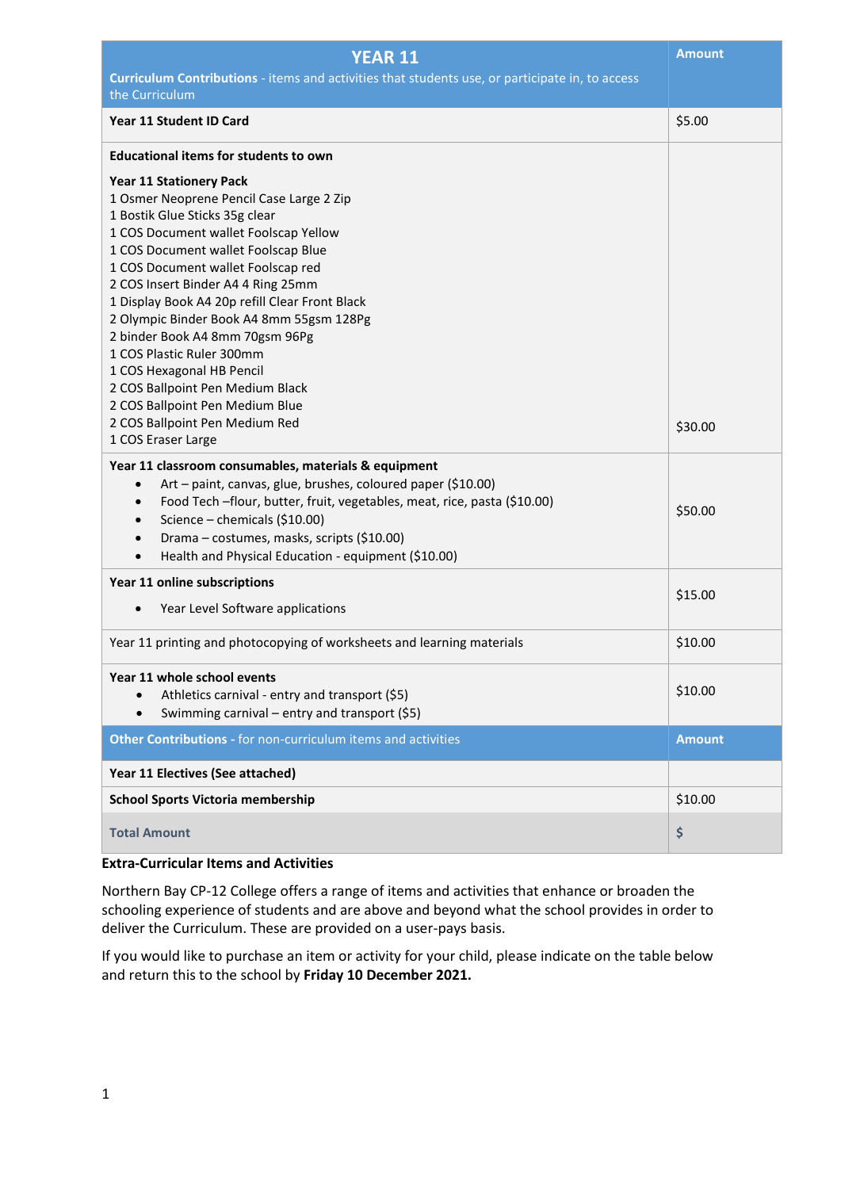| YEAR 11<br>**Curriculum Contributions** - items and activities that students use, or participate in, to access the Curriculum | Amount |
|---|---|
| **Year 11 Student ID Card** | $5.00 |
| **Educational items for students to own**<br><br>**Year 11 Stationery Pack**<br>1 Osmer Neoprene Pencil Case Large 2 Zip<br>1 Bostik Glue Sticks 35g clear<br>1 COS Document wallet Foolscap Yellow<br>1 COS Document wallet Foolscap Blue<br>1 COS Document wallet Foolscap red<br>2 COS Insert Binder A4 4 Ring 25mm<br>1 Display Book A4 20p refill Clear Front Black<br>2 Olympic Binder Book A4 8mm 55gsm 128Pg<br>2 binder Book A4 8mm 70gsm 96Pg<br>1 COS Plastic Ruler 300mm<br>1 COS Hexagonal HB Pencil<br>2 COS Ballpoint Pen Medium Black<br>2 COS Ballpoint Pen Medium Blue<br>2 COS Ballpoint Pen Medium Red<br>1 COS Eraser Large | $30.00 |
| **Year 11 classroom consumables, materials & equipment**<br>• Art – paint, canvas, glue, brushes, coloured paper ($10.00)<br>• Food Tech –flour, butter, fruit, vegetables, meat, rice, pasta ($10.00)<br>• Science – chemicals ($10.00)<br>• Drama – costumes, masks, scripts ($10.00)<br>• Health and Physical Education - equipment ($10.00) | $50.00 |
| **Year 11 online subscriptions**<br>• Year Level Software applications | $15.00 |
| Year 11 printing and photocopying of worksheets and learning materials | $10.00 |
| **Year 11 whole school events**<br>• Athletics carnival - entry and transport ($5)<br>• Swimming carnival – entry and transport ($5) | $10.00 |
| **Other Contributions** - for non-curriculum items and activities | **Amount** |
| **Year 11 Electives (See attached)** | |
| **School Sports Victoria membership** | $10.00 |
| **Total Amount** | **$** |

**Extra-Curricular Items and Activities**

Northern Bay CP-12 College offers a range of items and activities that enhance or broaden the schooling experience of students and are above and beyond what the school provides in order to deliver the Curriculum. These are provided on a user-pays basis.

If you would like to purchase an item or activity for your child, please indicate on the table below and return this to the school by **Friday 10 December 2021.**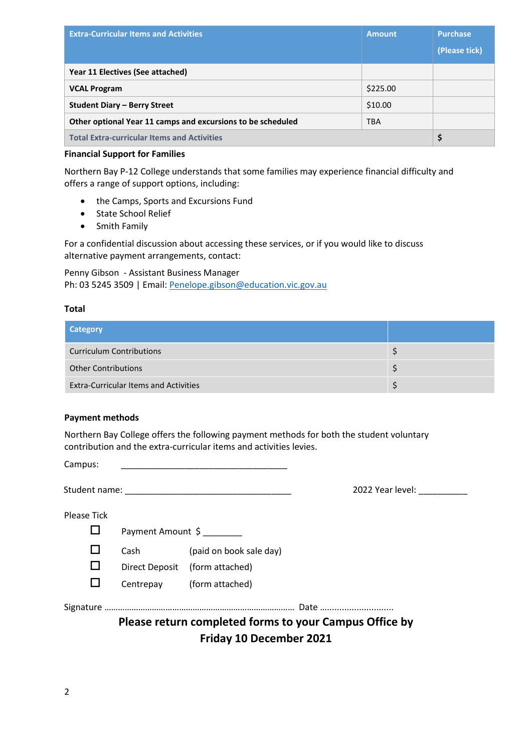| Extra-Curricular Items and Activities | Amount | Purchase (Please tick) |
|---|---|---|
| **Year 11 Electives (See attached)** | | |
| **VCAL Program** | $225.00 | |
| **Student Diary – Berry Street** | $10.00 | |
| **Other optional Year 11 camps and excursions to be scheduled** | TBA | |
| **Total Extra-curricular Items and Activities** | | $ |

**Financial Support for Families**

Northern Bay P-12 College understands that some families may experience financial difficulty and offers a range of support options, including:

- the Camps, Sports and Excursions Fund
- State School Relief
- Smith Family

For a confidential discussion about accessing these services, or if you would like to discuss alternative payment arrangements, contact:

Penny Gibson - Assistant Business Manager
Ph: 03 5245 3509 | Email: Penelope.gibson@education.vic.gov.au

**Total**

| Category | |
|---|---|
| Curriculum Contributions | $ |
| Other Contributions | $ |
| Extra-Curricular Items and Activities | $ |

**Payment methods**

Northern Bay College offers the following payment methods for both the student voluntary contribution and the extra-curricular items and activities levies.

Campus: ____________________________________

Student name: ____________________________________ 2022 Year level: __________

Please Tick

- ☐ Payment Amount $ ________
- ☐ Cash (paid on book sale day)
- ☐ Direct Deposit (form attached)
- ☐ Centrepay (form attached)

Signature ………………………………………………………………………… Date ……………………….

**Please return completed forms to your Campus Office by Friday 10 December 2021**